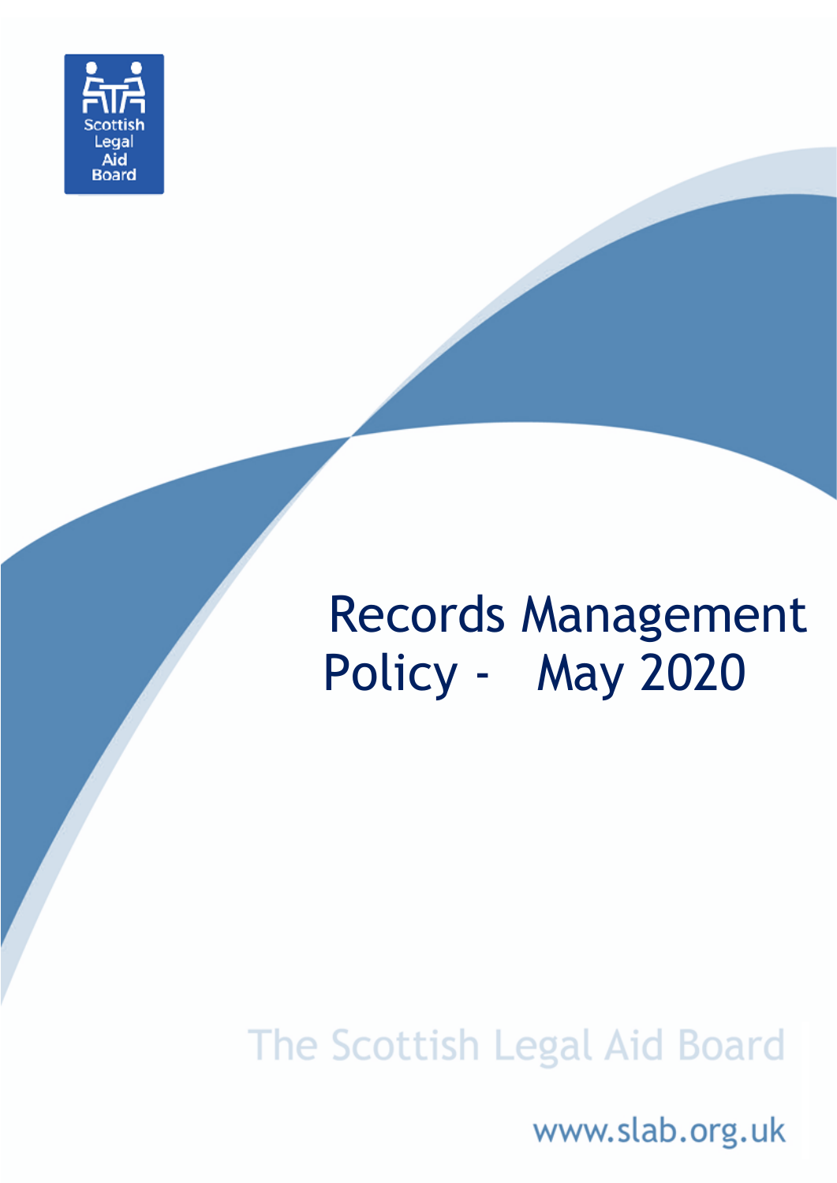Scottish Legal Aid Board

# Records Management Policy - May 2020

The Scottish Legal Aid Board

www.slab.org.uk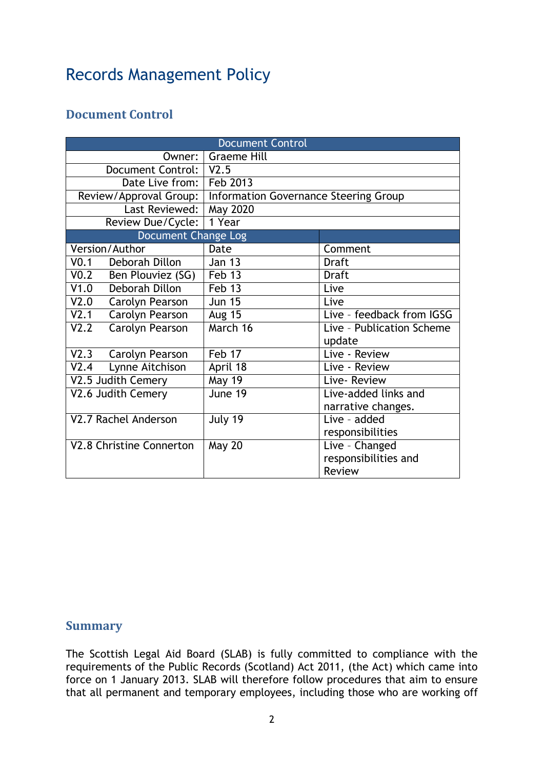# Records Management Policy

## Document Control

| Document Control | | |
|---|---|---|
| Owner: | Graeme Hill | |
| Document Control: | V2.5 | |
| Date Live from: | Feb 2013 | |
| Review/Approval Group: | Information Governance Steering Group | |
| Last Reviewed: | May 2020 | |
| Review Due/Cycle: | 1 Year | |
| **Document Change Log** | | |
| Version/Author | Date | Comment |
| V0.1 Deborah Dillon | Jan 13 | Draft |
| V0.2 Ben Plouviez (SG) | Feb 13 | Draft |
| V1.0 Deborah Dillon | Feb 13 | Live |
| V2.0 Carolyn Pearson | Jun 15 | Live |
| V2.1 Carolyn Pearson | Aug 15 | Live – feedback from IGSG |
| V2.2 Carolyn Pearson | March 16 | Live – Publication Scheme update |
| V2.3 Carolyn Pearson | Feb 17 | Live - Review |
| V2.4 Lynne Aitchison | April 18 | Live - Review |
| V2.5 Judith Cemery | May 19 | Live- Review |
| V2.6 Judith Cemery | June 19 | Live-added links and narrative changes. |
| V2.7 Rachel Anderson | July 19 | Live – added responsibilities |
| V2.8 Christine Connerton | May 20 | Live – Changed responsibilities and Review |

## Summary

The Scottish Legal Aid Board (SLAB) is fully committed to compliance with the requirements of the Public Records (Scotland) Act 2011, (the Act) which came into force on 1 January 2013. SLAB will therefore follow procedures that aim to ensure that all permanent and temporary employees, including those who are working off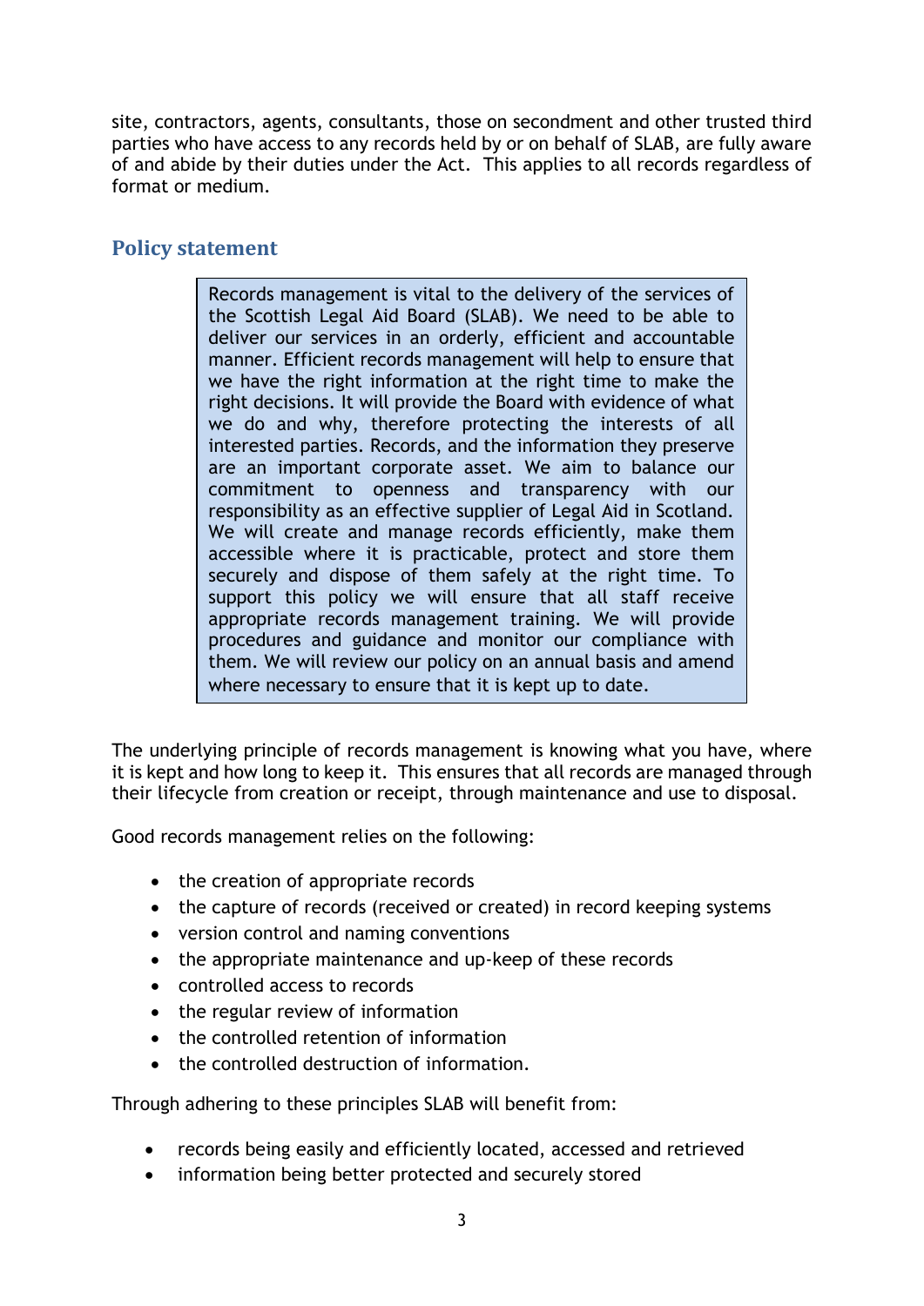site, contractors, agents, consultants, those on secondment and other trusted third parties who have access to any records held by or on behalf of SLAB, are fully aware of and abide by their duties under the Act. This applies to all records regardless of format or medium.

## Policy statement

> Records management is vital to the delivery of the services of the Scottish Legal Aid Board (SLAB). We need to be able to deliver our services in an orderly, efficient and accountable manner. Efficient records management will help to ensure that we have the right information at the right time to make the right decisions. It will provide the Board with evidence of what we do and why, therefore protecting the interests of all interested parties. Records, and the information they preserve are an important corporate asset. We aim to balance our commitment to openness and transparency with our responsibility as an effective supplier of Legal Aid in Scotland. We will create and manage records efficiently, make them accessible where it is practicable, protect and store them securely and dispose of them safely at the right time. To support this policy we will ensure that all staff receive appropriate records management training. We will provide procedures and guidance and monitor our compliance with them. We will review our policy on an annual basis and amend where necessary to ensure that it is kept up to date.

The underlying principle of records management is knowing what you have, where it is kept and how long to keep it. This ensures that all records are managed through their lifecycle from creation or receipt, through maintenance and use to disposal.

Good records management relies on the following:

- the creation of appropriate records
- the capture of records (received or created) in record keeping systems
- version control and naming conventions
- the appropriate maintenance and up-keep of these records
- controlled access to records
- the regular review of information
- the controlled retention of information
- the controlled destruction of information.

Through adhering to these principles SLAB will benefit from:

- records being easily and efficiently located, accessed and retrieved
- information being better protected and securely stored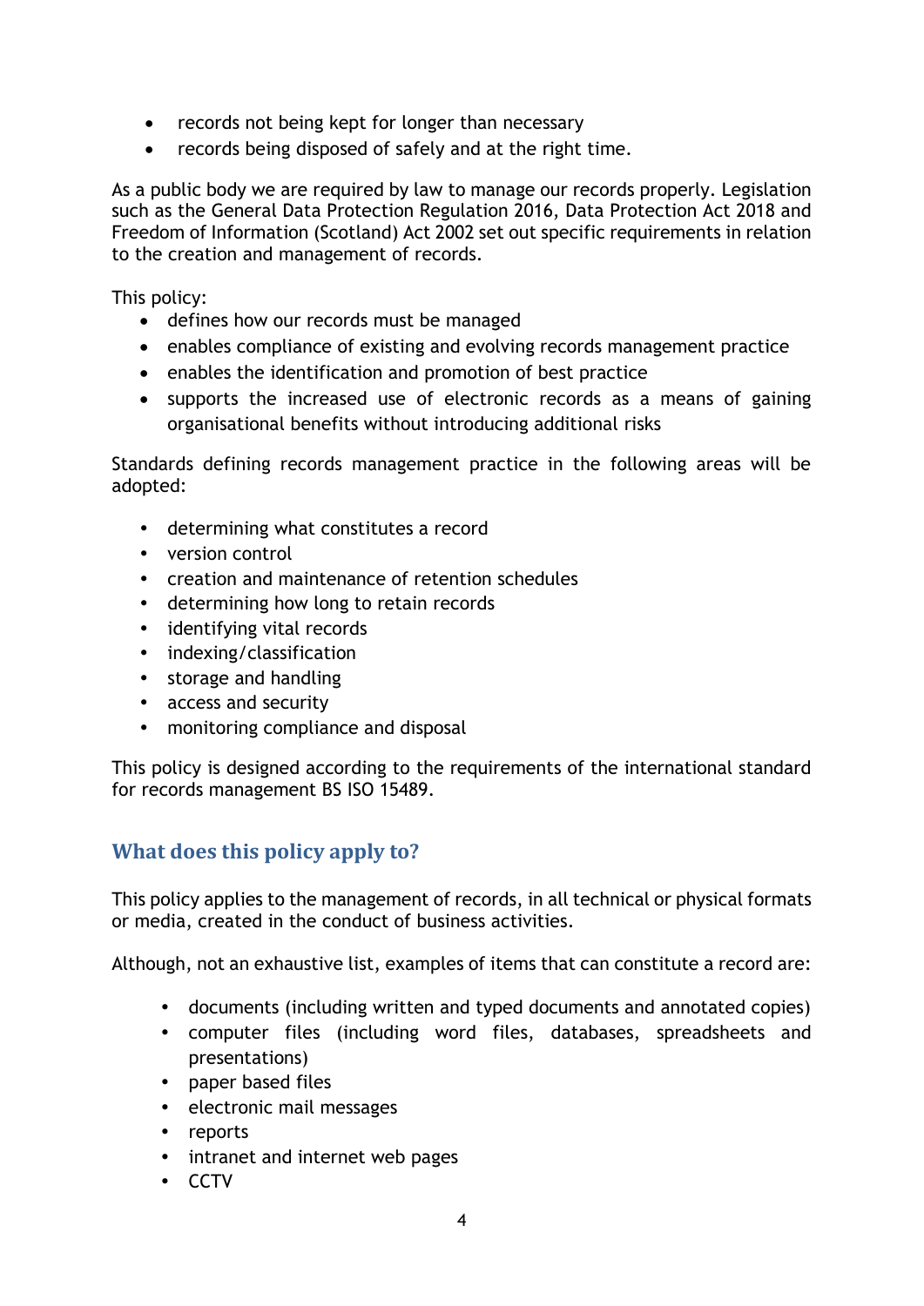- records not being kept for longer than necessary
- records being disposed of safely and at the right time.

As a public body we are required by law to manage our records properly. Legislation such as the General Data Protection Regulation 2016, Data Protection Act 2018 and Freedom of Information (Scotland) Act 2002 set out specific requirements in relation to the creation and management of records.

This policy:

- defines how our records must be managed
- enables compliance of existing and evolving records management practice
- enables the identification and promotion of best practice
- supports the increased use of electronic records as a means of gaining organisational benefits without introducing additional risks

Standards defining records management practice in the following areas will be adopted:

- determining what constitutes a record
- version control
- creation and maintenance of retention schedules
- determining how long to retain records
- identifying vital records
- indexing/classification
- storage and handling
- access and security
- monitoring compliance and disposal

This policy is designed according to the requirements of the international standard for records management BS ISO 15489.

## What does this policy apply to?

This policy applies to the management of records, in all technical or physical formats or media, created in the conduct of business activities.

Although, not an exhaustive list, examples of items that can constitute a record are:

- documents (including written and typed documents and annotated copies)
- computer files (including word files, databases, spreadsheets and presentations)
- paper based files
- electronic mail messages
- reports
- intranet and internet web pages
- CCTV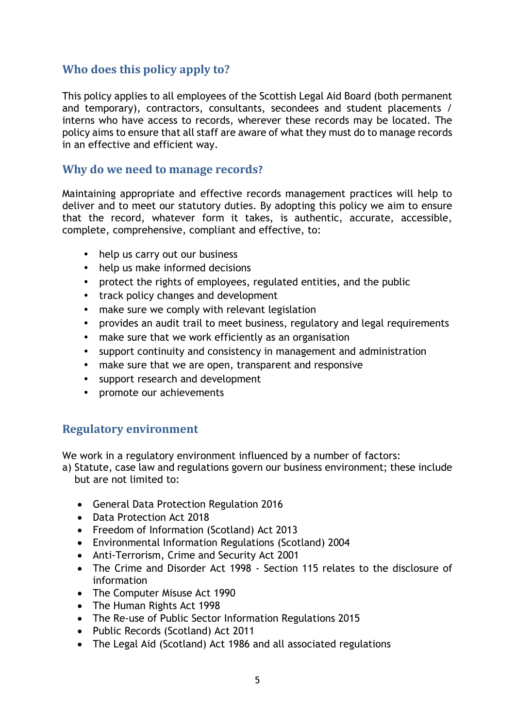## Who does this policy apply to?

This policy applies to all employees of the Scottish Legal Aid Board (both permanent and temporary), contractors, consultants, secondees and student placements / interns who have access to records, wherever these records may be located. The policy aims to ensure that all staff are aware of what they must do to manage records in an effective and efficient way.

## Why do we need to manage records?

Maintaining appropriate and effective records management practices will help to deliver and to meet our statutory duties. By adopting this policy we aim to ensure that the record, whatever form it takes, is authentic, accurate, accessible, complete, comprehensive, compliant and effective, to:

- help us carry out our business
- help us make informed decisions
- protect the rights of employees, regulated entities, and the public
- track policy changes and development
- make sure we comply with relevant legislation
- provides an audit trail to meet business, regulatory and legal requirements
- make sure that we work efficiently as an organisation
- support continuity and consistency in management and administration
- make sure that we are open, transparent and responsive
- support research and development
- promote our achievements

## Regulatory environment

We work in a regulatory environment influenced by a number of factors:

a) Statute, case law and regulations govern our business environment; these include but are not limited to:

- General Data Protection Regulation 2016
- Data Protection Act 2018
- Freedom of Information (Scotland) Act 2013
- Environmental Information Regulations (Scotland) 2004
- Anti-Terrorism, Crime and Security Act 2001
- The Crime and Disorder Act 1998 - Section 115 relates to the disclosure of information
- The Computer Misuse Act 1990
- The Human Rights Act 1998
- The Re-use of Public Sector Information Regulations 2015
- Public Records (Scotland) Act 2011
- The Legal Aid (Scotland) Act 1986 and all associated regulations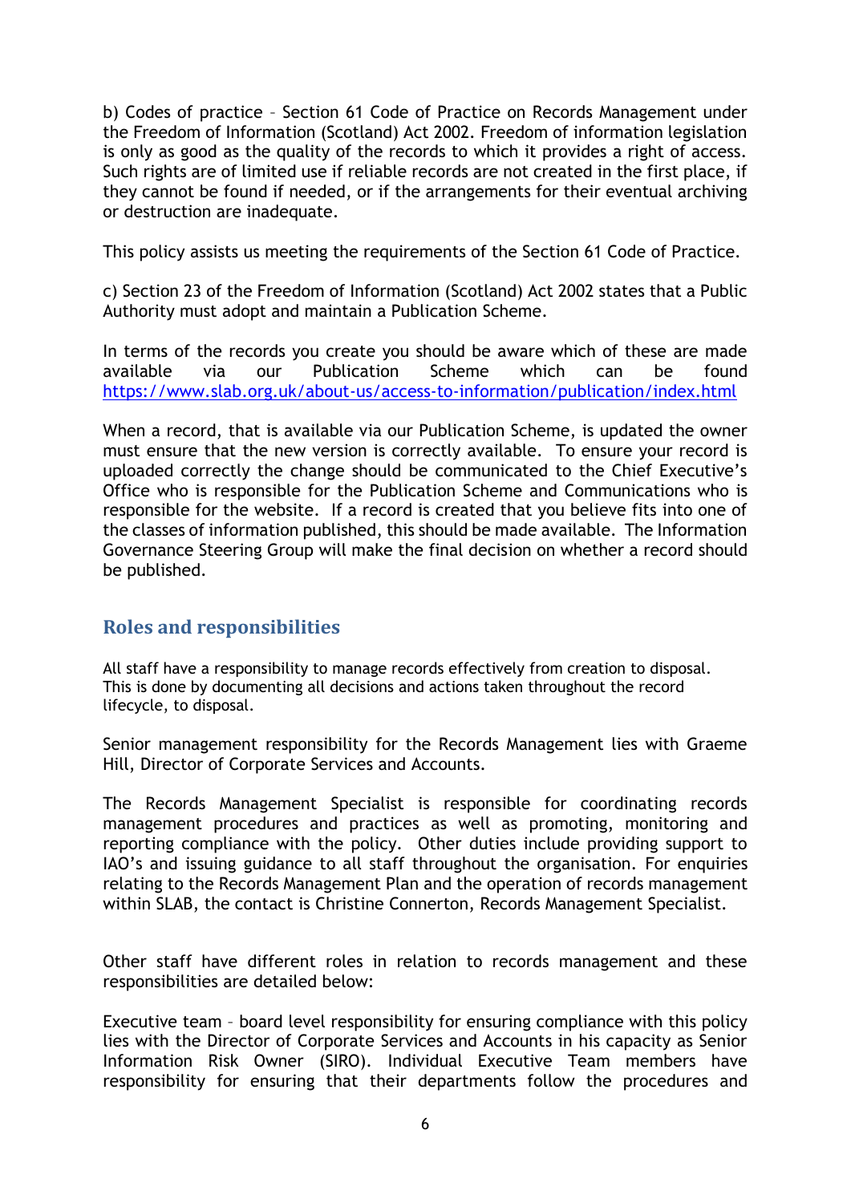b) Codes of practice – Section 61 Code of Practice on Records Management under the Freedom of Information (Scotland) Act 2002. Freedom of information legislation is only as good as the quality of the records to which it provides a right of access. Such rights are of limited use if reliable records are not created in the first place, if they cannot be found if needed, or if the arrangements for their eventual archiving or destruction are inadequate.

This policy assists us meeting the requirements of the Section 61 Code of Practice.

c) Section 23 of the Freedom of Information (Scotland) Act 2002 states that a Public Authority must adopt and maintain a Publication Scheme.

In terms of the records you create you should be aware which of these are made available via our Publication Scheme which can be found https://www.slab.org.uk/about-us/access-to-information/publication/index.html

When a record, that is available via our Publication Scheme, is updated the owner must ensure that the new version is correctly available. To ensure your record is uploaded correctly the change should be communicated to the Chief Executive's Office who is responsible for the Publication Scheme and Communications who is responsible for the website. If a record is created that you believe fits into one of the classes of information published, this should be made available. The Information Governance Steering Group will make the final decision on whether a record should be published.

## Roles and responsibilities

All staff have a responsibility to manage records effectively from creation to disposal. This is done by documenting all decisions and actions taken throughout the record lifecycle, to disposal.

Senior management responsibility for the Records Management lies with Graeme Hill, Director of Corporate Services and Accounts.

The Records Management Specialist is responsible for coordinating records management procedures and practices as well as promoting, monitoring and reporting compliance with the policy. Other duties include providing support to IAO's and issuing guidance to all staff throughout the organisation. For enquiries relating to the Records Management Plan and the operation of records management within SLAB, the contact is Christine Connerton, Records Management Specialist.

Other staff have different roles in relation to records management and these responsibilities are detailed below:

Executive team – board level responsibility for ensuring compliance with this policy lies with the Director of Corporate Services and Accounts in his capacity as Senior Information Risk Owner (SIRO). Individual Executive Team members have responsibility for ensuring that their departments follow the procedures and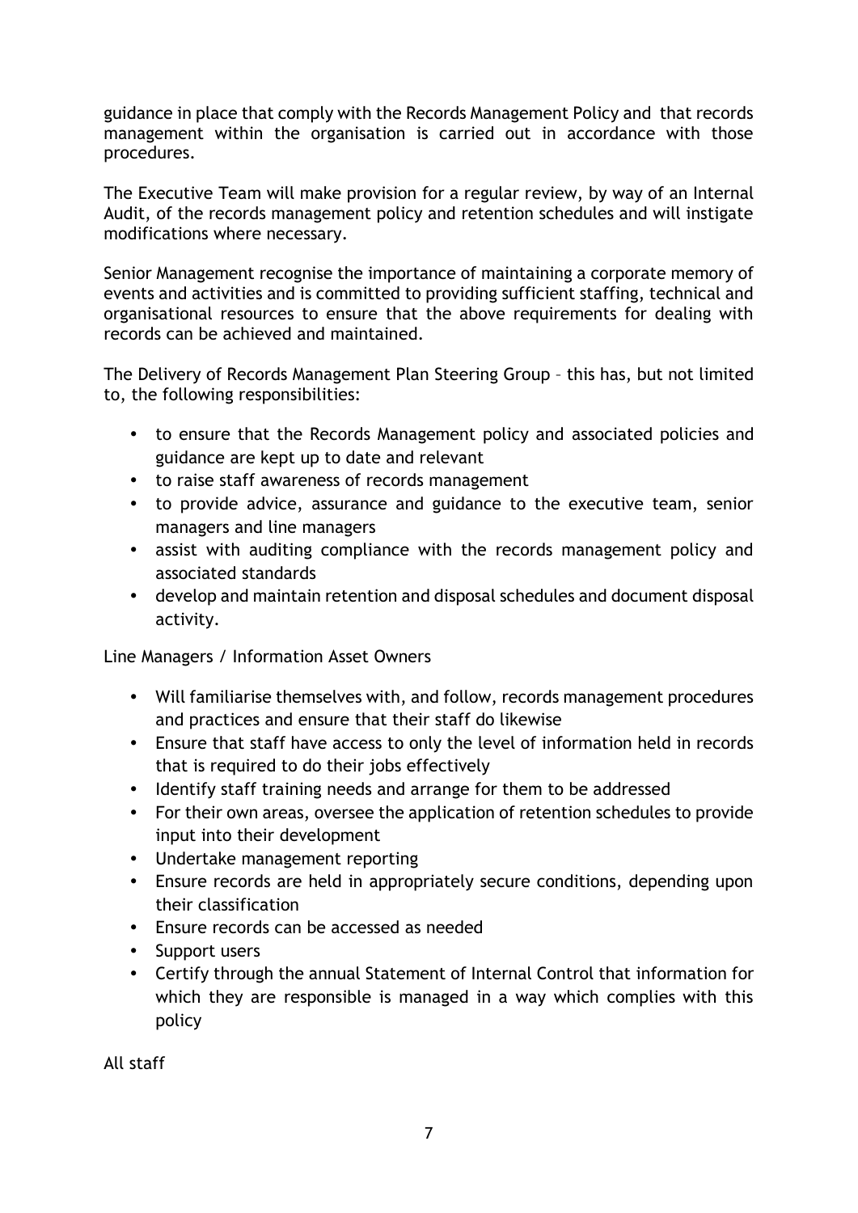guidance in place that comply with the Records Management Policy and that records management within the organisation is carried out in accordance with those procedures.

The Executive Team will make provision for a regular review, by way of an Internal Audit, of the records management policy and retention schedules and will instigate modifications where necessary.

Senior Management recognise the importance of maintaining a corporate memory of events and activities and is committed to providing sufficient staffing, technical and organisational resources to ensure that the above requirements for dealing with records can be achieved and maintained.

The Delivery of Records Management Plan Steering Group – this has, but not limited to, the following responsibilities:

- to ensure that the Records Management policy and associated policies and guidance are kept up to date and relevant
- to raise staff awareness of records management
- to provide advice, assurance and guidance to the executive team, senior managers and line managers
- assist with auditing compliance with the records management policy and associated standards
- develop and maintain retention and disposal schedules and document disposal activity.

Line Managers / Information Asset Owners

- Will familiarise themselves with, and follow, records management procedures and practices and ensure that their staff do likewise
- Ensure that staff have access to only the level of information held in records that is required to do their jobs effectively
- Identify staff training needs and arrange for them to be addressed
- For their own areas, oversee the application of retention schedules to provide input into their development
- Undertake management reporting
- Ensure records are held in appropriately secure conditions, depending upon their classification
- Ensure records can be accessed as needed
- Support users
- Certify through the annual Statement of Internal Control that information for which they are responsible is managed in a way which complies with this policy

All staff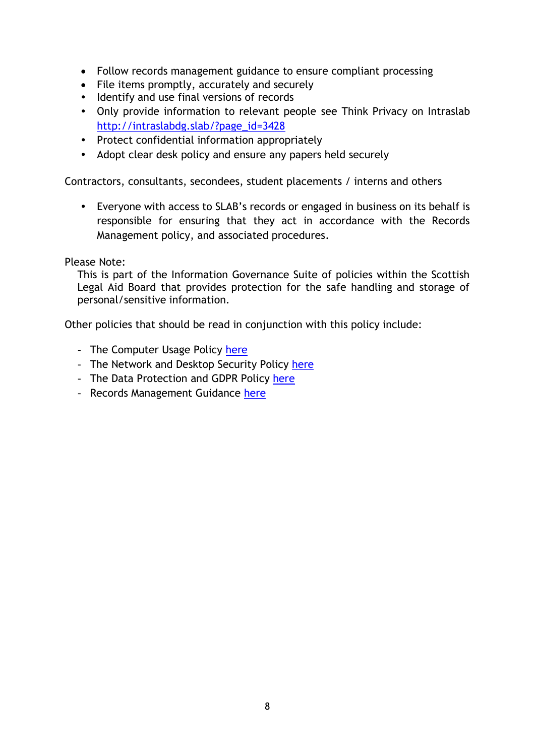- Follow records management guidance to ensure compliant processing
- File items promptly, accurately and securely
- Identify and use final versions of records
- Only provide information to relevant people see Think Privacy on Intraslab http://intraslabdg.slab/?page_id=3428
- Protect confidential information appropriately
- Adopt clear desk policy and ensure any papers held securely

Contractors, consultants, secondees, student placements / interns and others

- Everyone with access to SLAB's records or engaged in business on its behalf is responsible for ensuring that they act in accordance with the Records Management policy, and associated procedures.

Please Note:

This is part of the Information Governance Suite of policies within the Scottish Legal Aid Board that provides protection for the safe handling and storage of personal/sensitive information.

Other policies that should be read in conjunction with this policy include:

- The Computer Usage Policy here
- The Network and Desktop Security Policy here
- The Data Protection and GDPR Policy here
- Records Management Guidance here